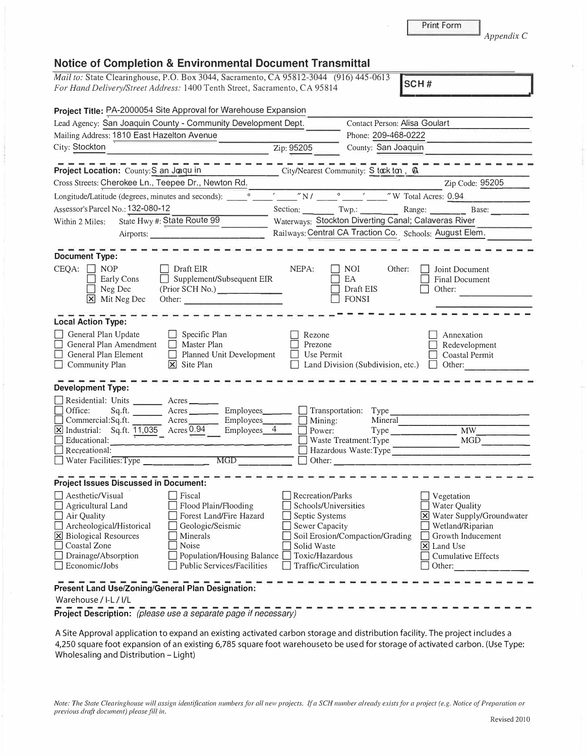Print Form

*Appendix C*

## Notice of Completion & Environmental Document Transmittal

*Mail to:* State Clearinghouse, P.O. Box 3044, Sacramento, CA 95812-3044 (916) 445-0613
*For Hand Delivery/Street Address:* 1400 Tenth Street, Sacramento, CA 95814

**SCH #**

**Project Title:** PA-2000054 Site Approval for Warehouse Expansion

Lead Agency: San Joaquin County - Community Development Dept. Contact Person: Alisa Goulart
Mailing Address: 1810 East Hazelton Avenue Phone: 209-468-0222
City: Stockton Zip: 95205 County: San Joaquin

---

**Project Location:** County: San Joaquin City/Nearest Community: Stockton, CA
Cross Streets: Cherokee Ln., Teepee Dr., Newton Rd. Zip Code: 95205
Longitude/Latitude (degrees, minutes and seconds): ____ ° ____ ′ ____ ″ N / ____ ° ____ ′ ____ ″ W Total Acres: 0.94
Assessor's Parcel No.: 132-080-12 Section: ____ Twp.: ____ Range: ____ Base: ____
Within 2 Miles: State Hwy #: State Route 99 Waterways: Stockton Diverting Canal; Calaveras River
Airports: ____ Railways: Central CA Traction Co. Schools: August Elem.

---

**Document Type:**

CEQA: ☐ NOP ☐ Early Cons ☐ Neg Dec ☒ Mit Neg Dec ☐ Draft EIR ☐ Supplement/Subsequent EIR (Prior SCH No.) ____ Other: ____

NEPA: ☐ NOI ☐ EA ☐ Draft EIS ☐ FONSI

Other: ☐ Joint Document ☐ Final Document ☐ Other: ____

---

**Local Action Type:**

☐ General Plan Update ☐ General Plan Amendment ☐ General Plan Element ☐ Community Plan ☐ Specific Plan ☐ Master Plan ☐ Planned Unit Development ☒ Site Plan ☐ Rezone ☐ Prezone ☐ Use Permit ☐ Land Division (Subdivision, etc.) ☐ Annexation ☐ Redevelopment ☐ Coastal Permit ☐ Other: ____

---

**Development Type:**

☐ Residential: Units ____ Acres ____
☐ Office: Sq.ft. ____ Acres ____ Employees ____
☐ Commercial: Sq.ft. ____ Acres ____ Employees ____
☒ Industrial: Sq.ft. 11,035 Acres 0.94 Employees 4
☐ Educational: ____
☐ Recreational: ____
☐ Water Facilities: Type ____ MGD ____
☐ Transportation: Type ____
☐ Mining: Mineral ____
☐ Power: Type ____ MW ____
☐ Waste Treatment: Type ____ MGD ____
☐ Hazardous Waste: Type ____
☐ Other: ____

---

**Project Issues Discussed in Document:**

☐ Aesthetic/Visual ☐ Agricultural Land ☐ Air Quality ☐ Archeological/Historical ☒ Biological Resources ☐ Coastal Zone ☐ Drainage/Absorption ☐ Economic/Jobs ☐ Fiscal ☐ Flood Plain/Flooding ☐ Forest Land/Fire Hazard ☐ Geologic/Seismic ☐ Minerals ☐ Noise ☐ Population/Housing Balance ☐ Public Services/Facilities ☐ Recreation/Parks ☐ Schools/Universities ☐ Septic Systems ☐ Sewer Capacity ☐ Soil Erosion/Compaction/Grading ☐ Solid Waste ☐ Toxic/Hazardous ☐ Traffic/Circulation ☐ Vegetation ☐ Water Quality ☒ Water Supply/Groundwater ☐ Wetland/Riparian ☐ Growth Inducement ☒ Land Use ☐ Cumulative Effects ☐ Other: ____

---

**Present Land Use/Zoning/General Plan Designation:**

Warehouse / I-L / I/L

**Project Description:** *(please use a separate page if necessary)*

A Site Approval application to expand an existing activated carbon storage and distribution facility. The project includes a 4,250 square foot expansion of an existing 6,785 square foot warehouseto be used for storage of activated carbon. (Use Type: Wholesaling and Distribution – Light)

*Note: The State Clearinghouse will assign identification numbers for all new projects. If a SCH number already exists for a project (e.g. Notice of Preparation or previous draft document) please fill in.*

Revised 2010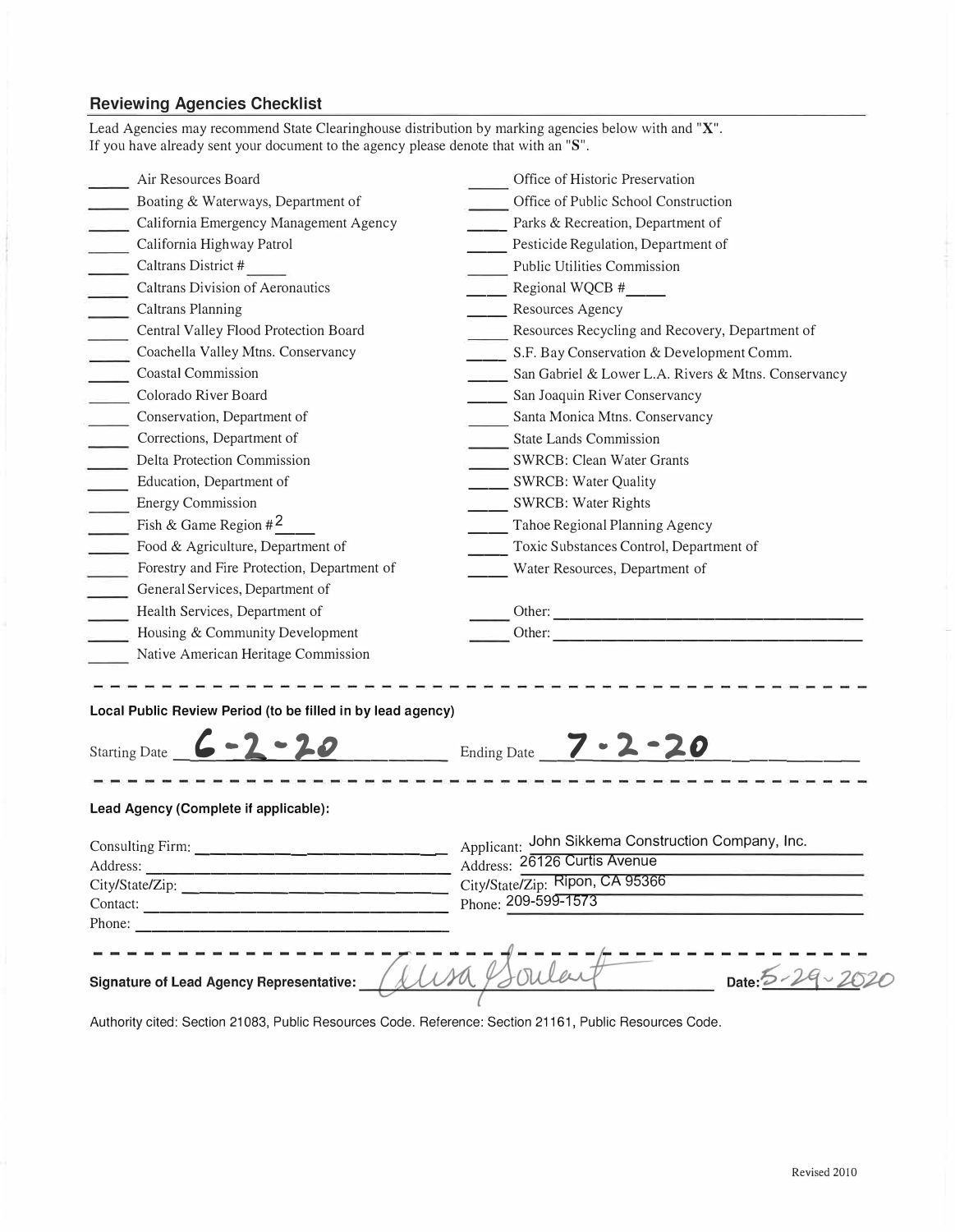## Reviewing Agencies Checklist

Lead Agencies may recommend State Clearinghouse distribution by marking agencies below with and "**X**".
If you have already sent your document to the agency please denote that with an "**S**".

- _____ Air Resources Board
- _____ Boating & Waterways, Department of
- _____ California Emergency Management Agency
- _____ California Highway Patrol
- _____ Caltrans District # _____
- _____ Caltrans Division of Aeronautics
- _____ Caltrans Planning
- _____ Central Valley Flood Protection Board
- _____ Coachella Valley Mtns. Conservancy
- _____ Coastal Commission
- _____ Colorado River Board
- _____ Conservation, Department of
- _____ Corrections, Department of
- _____ Delta Protection Commission
- _____ Education, Department of
- _____ Energy Commission
- _____ Fish & Game Region # 2
- _____ Food & Agriculture, Department of
- _____ Forestry and Fire Protection, Department of
- _____ General Services, Department of
- _____ Health Services, Department of
- _____ Housing & Community Development
- _____ Native American Heritage Commission
- _____ Office of Historic Preservation
- _____ Office of Public School Construction
- _____ Parks & Recreation, Department of
- _____ Pesticide Regulation, Department of
- _____ Public Utilities Commission
- _____ Regional WQCB # _____
- _____ Resources Agency
- _____ Resources Recycling and Recovery, Department of
- _____ S.F. Bay Conservation & Development Comm.
- _____ San Gabriel & Lower L.A. Rivers & Mtns. Conservancy
- _____ San Joaquin River Conservancy
- _____ Santa Monica Mtns. Conservancy
- _____ State Lands Commission
- _____ SWRCB: Clean Water Grants
- _____ SWRCB: Water Quality
- _____ SWRCB: Water Rights
- _____ Tahoe Regional Planning Agency
- _____ Toxic Substances Control, Department of
- _____ Water Resources, Department of
- _____ Other: _____
- _____ Other: _____

---

**Local Public Review Period (to be filled in by lead agency)**

Starting Date 6-2-20 Ending Date 7-2-20

---

**Lead Agency (Complete if applicable):**

Consulting Firm: _____
Address: _____
City/State/Zip: _____
Contact: _____
Phone: _____

Applicant: John Sikkema Construction Company, Inc.
Address: 26126 Curtis Avenue
City/State/Zip: Ripon, CA 95366
Phone: 209-599-1573

---

**Signature of Lead Agency Representative:** Alisa Goulart **Date:** 5-29-2020

Authority cited: Section 21083, Public Resources Code. Reference: Section 21161, Public Resources Code.

Revised 2010